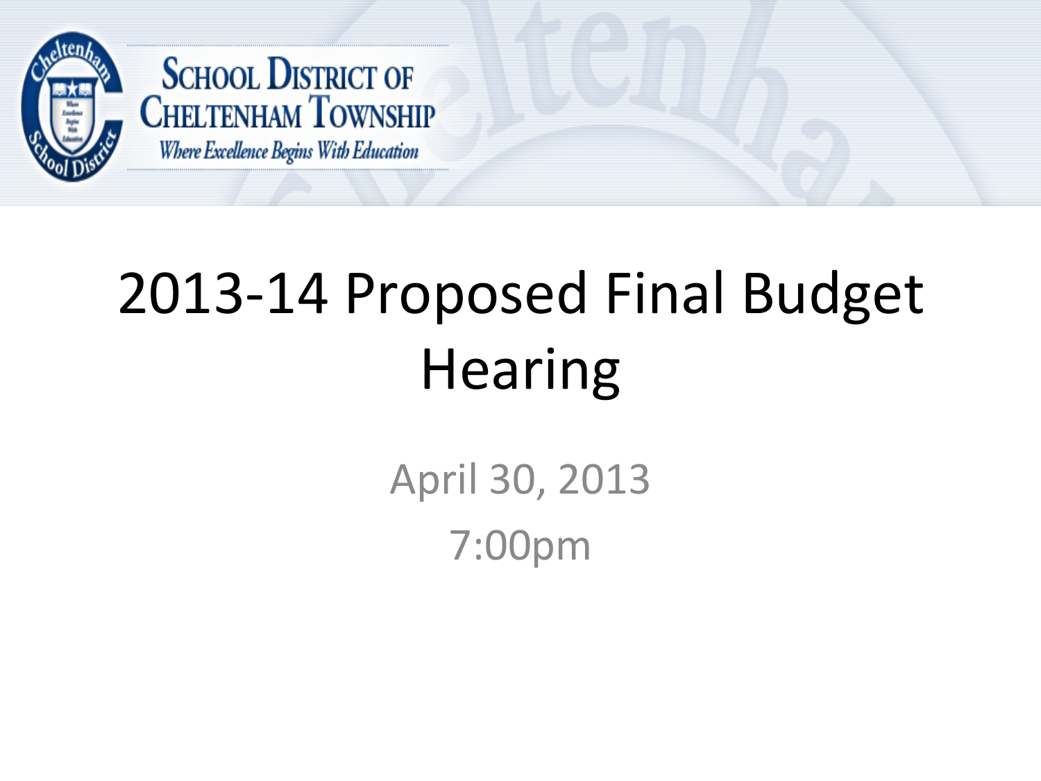School District of Cheltenham Township

*Where Excellence Begins With Education*

# 2013-14 Proposed Final Budget Hearing

April 30, 2013

7:00pm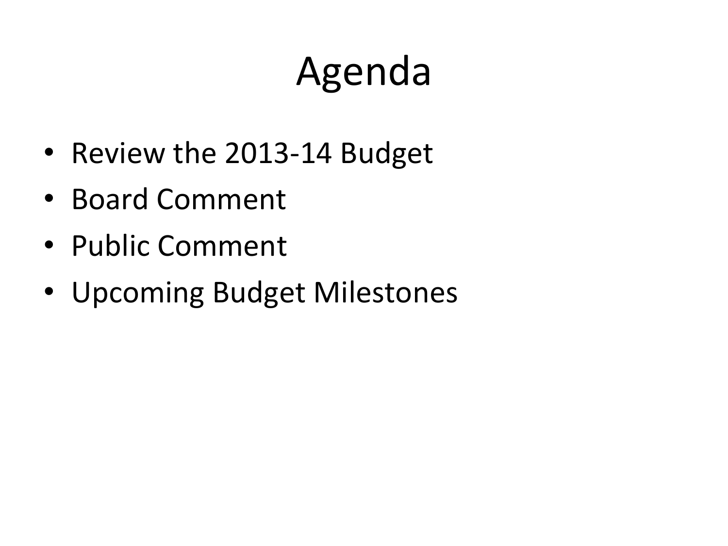# Agenda

- Review the 2013-14 Budget
- Board Comment
- Public Comment
- Upcoming Budget Milestones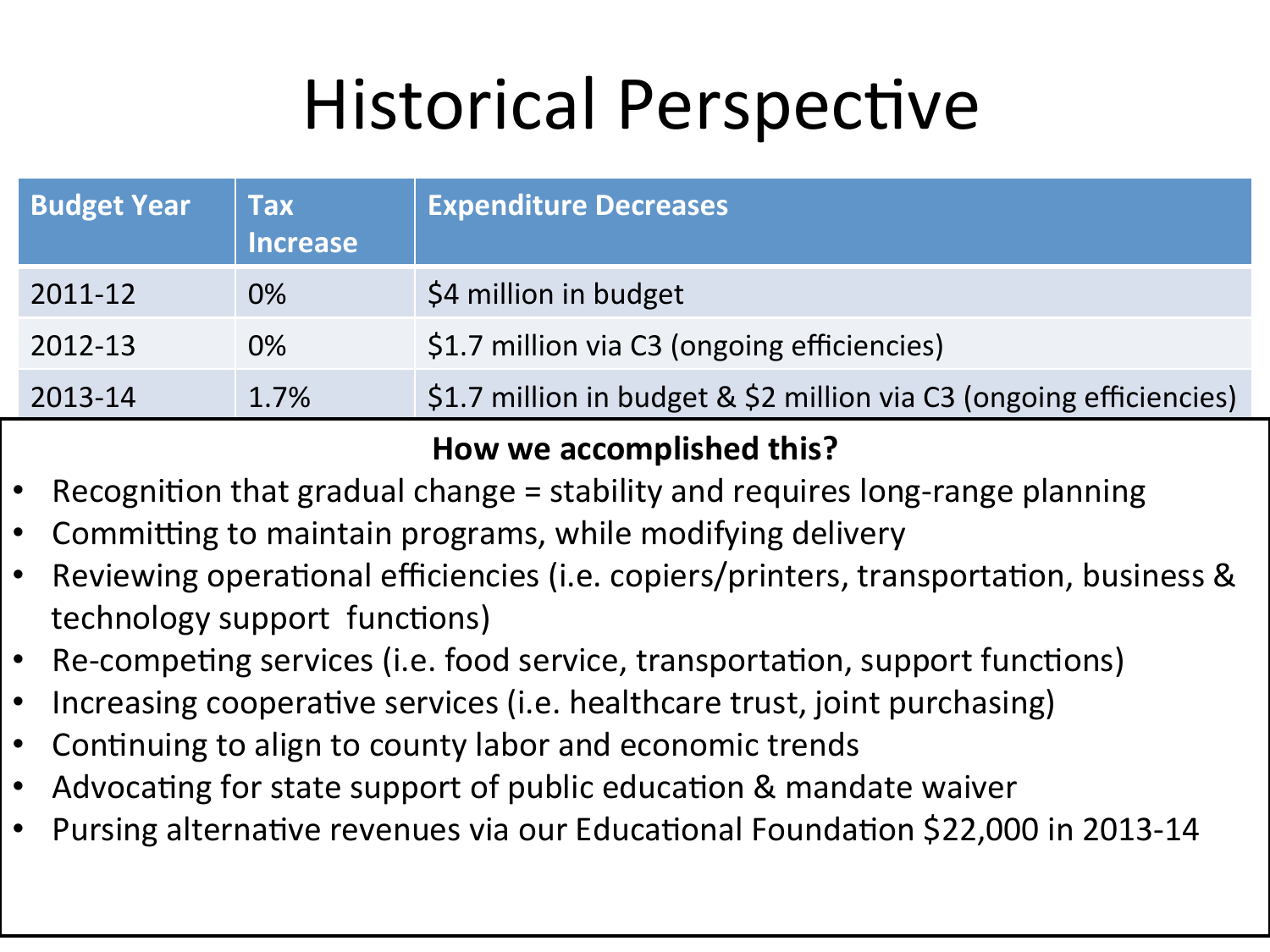# Historical Perspective

| Budget Year | Tax Increase | Expenditure Decreases |
| --- | --- | --- |
| 2011-12 | 0% | $4 million in budget |
| 2012-13 | 0% | $1.7 million via C3 (ongoing efficiencies) |
| 2013-14 | 1.7% | $1.7 million in budget & $2 million via C3 (ongoing efficiencies) |

**How we accomplished this?**

- Recognition that gradual change = stability and requires long-range planning
- Committing to maintain programs, while modifying delivery
- Reviewing operational efficiencies (i.e. copiers/printers, transportation, business & technology support functions)
- Re-competing services (i.e. food service, transportation, support functions)
- Increasing cooperative services (i.e. healthcare trust, joint purchasing)
- Continuing to align to county labor and economic trends
- Advocating for state support of public education & mandate waiver
- Pursing alternative revenues via our Educational Foundation $22,000 in 2013-14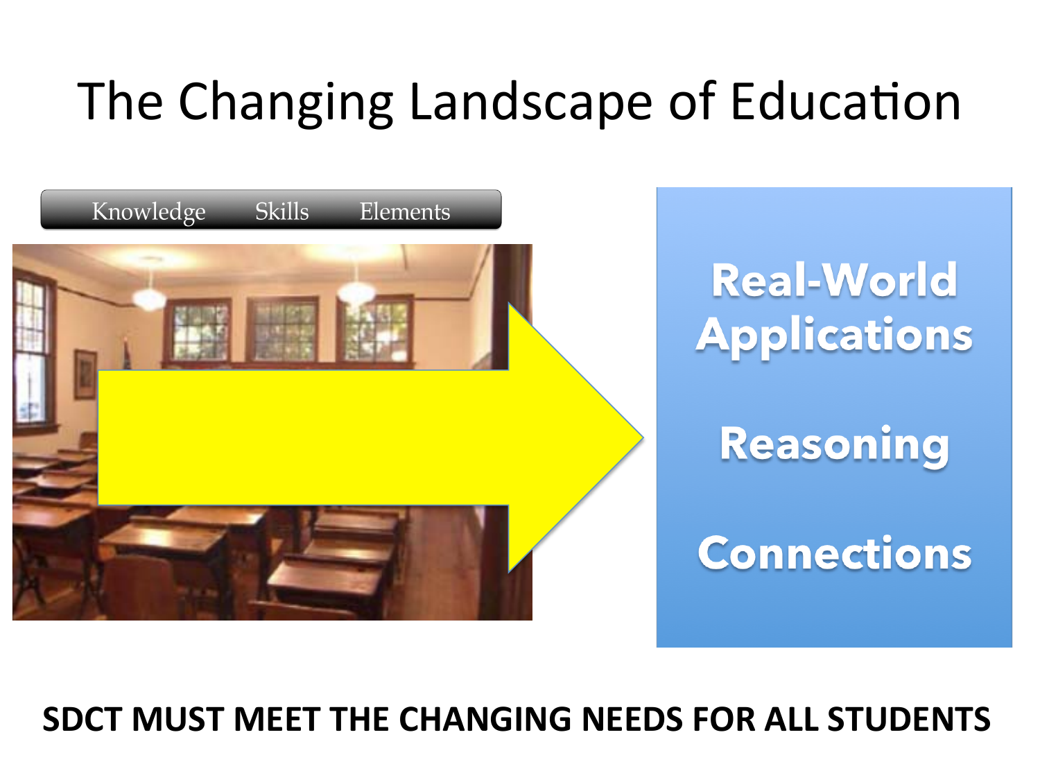# The Changing Landscape of Education

Knowledge Skills Elements

Real-World Applications

Reasoning

Connections

**SDCT MUST MEET THE CHANGING NEEDS FOR ALL STUDENTS**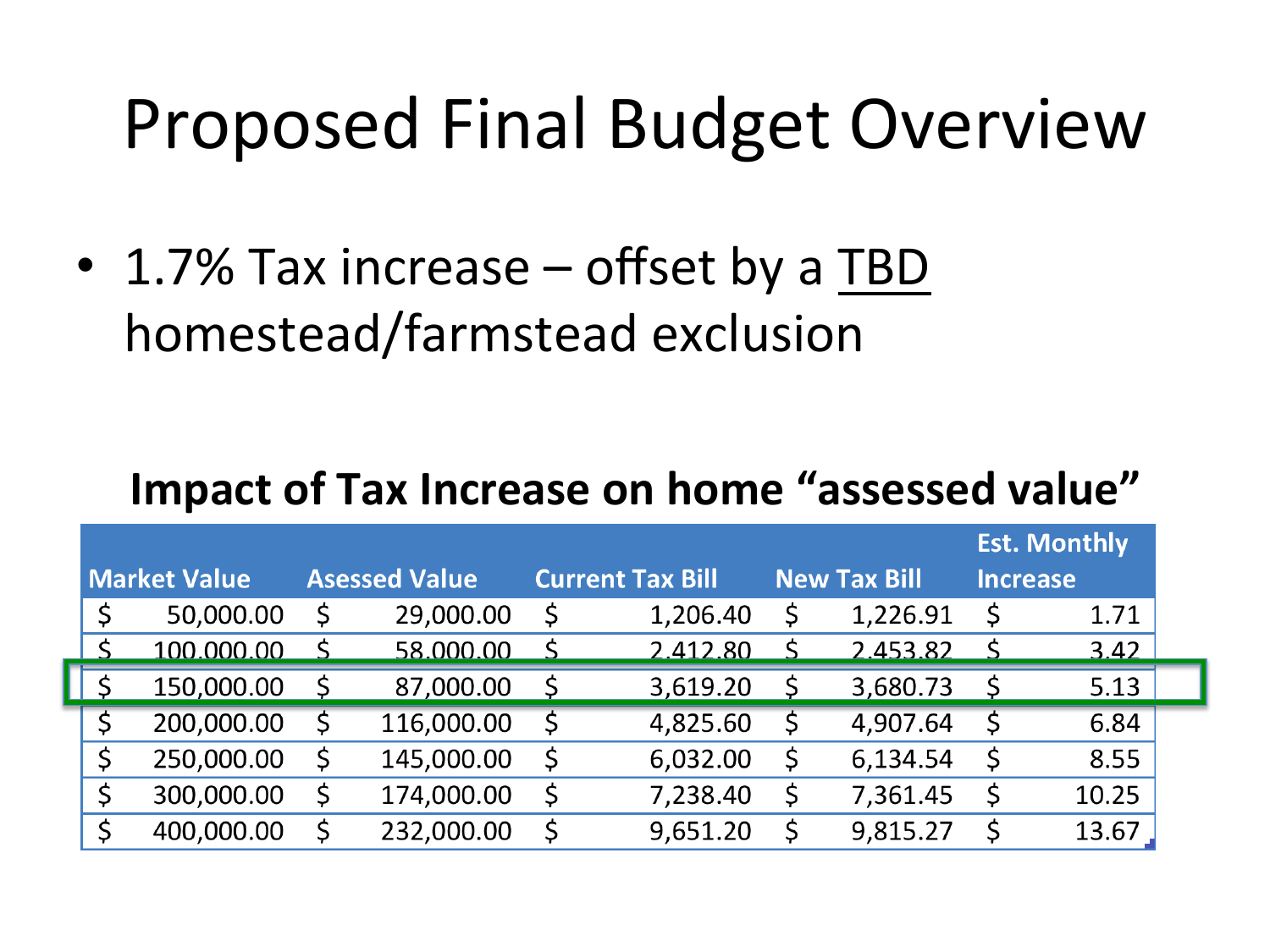# Proposed Final Budget Overview

- 1.7% Tax increase – offset by a TBD homestead/farmstead exclusion

**Impact of Tax Increase on home "assessed value"**

| Market Value | Asessed Value | Current Tax Bill | New Tax Bill | Est. Monthly Increase |
|---|---|---|---|---|
| $ 50,000.00 | $ 29,000.00 | $ 1,206.40 | $ 1,226.91 | $ 1.71 |
| $ 100,000.00 | $ 58,000.00 | $ 2,412.80 | $ 2,453.82 | $ 3.42 |
| $ 150,000.00 | $ 87,000.00 | $ 3,619.20 | $ 3,680.73 | $ 5.13 |
| $ 200,000.00 | $ 116,000.00 | $ 4,825.60 | $ 4,907.64 | $ 6.84 |
| $ 250,000.00 | $ 145,000.00 | $ 6,032.00 | $ 6,134.54 | $ 8.55 |
| $ 300,000.00 | $ 174,000.00 | $ 7,238.40 | $ 7,361.45 | $ 10.25 |
| $ 400,000.00 | $ 232,000.00 | $ 9,651.20 | $ 9,815.27 | $ 13.67 |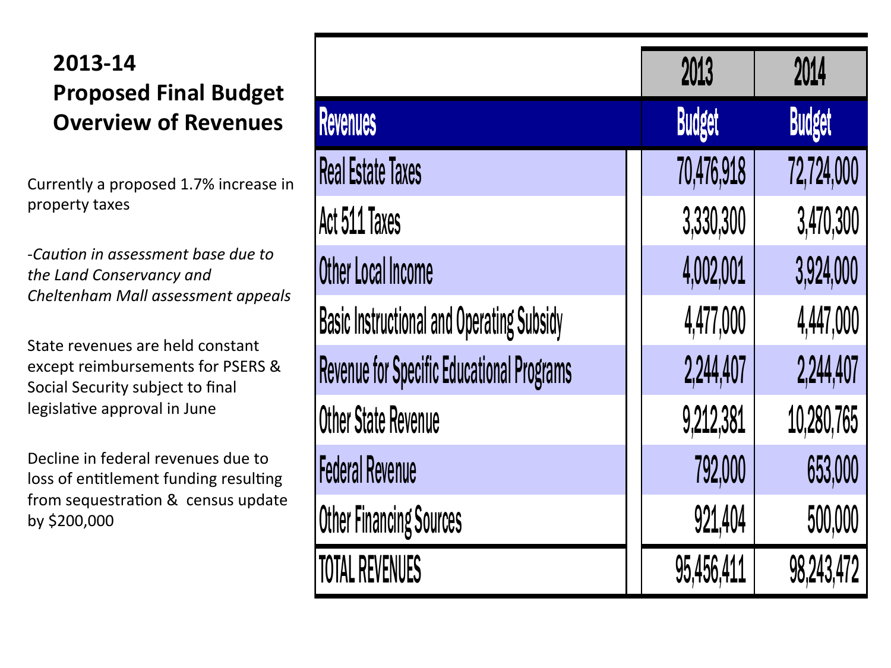## 2013-14 Proposed Final Budget Overview of Revenues

Currently a proposed 1.7% increase in property taxes

*-Caution in assessment base due to the Land Conservancy and Cheltenham Mall assessment appeals*

State revenues are held constant except reimbursements for PSERS & Social Security subject to final legislative approval in June

Decline in federal revenues due to loss of entitlement funding resulting from sequestration & census update by $200,000

| Revenues | 2013 Budget | 2014 Budget |
|---|---|---|
| Real Estate Taxes | 70,476,918 | 72,724,000 |
| Act 511 Taxes | 3,330,300 | 3,470,300 |
| Other Local Income | 4,002,001 | 3,924,000 |
| Basic Instructional and Operating Subsidy | 4,477,000 | 4,447,000 |
| Revenue for Specific Educational Programs | 2,244,407 | 2,244,407 |
| Other State Revenue | 9,212,381 | 10,280,765 |
| Federal Revenue | 792,000 | 653,000 |
| Other Financing Sources | 921,404 | 500,000 |
| TOTAL REVENUES | 95,456,411 | 98,243,472 |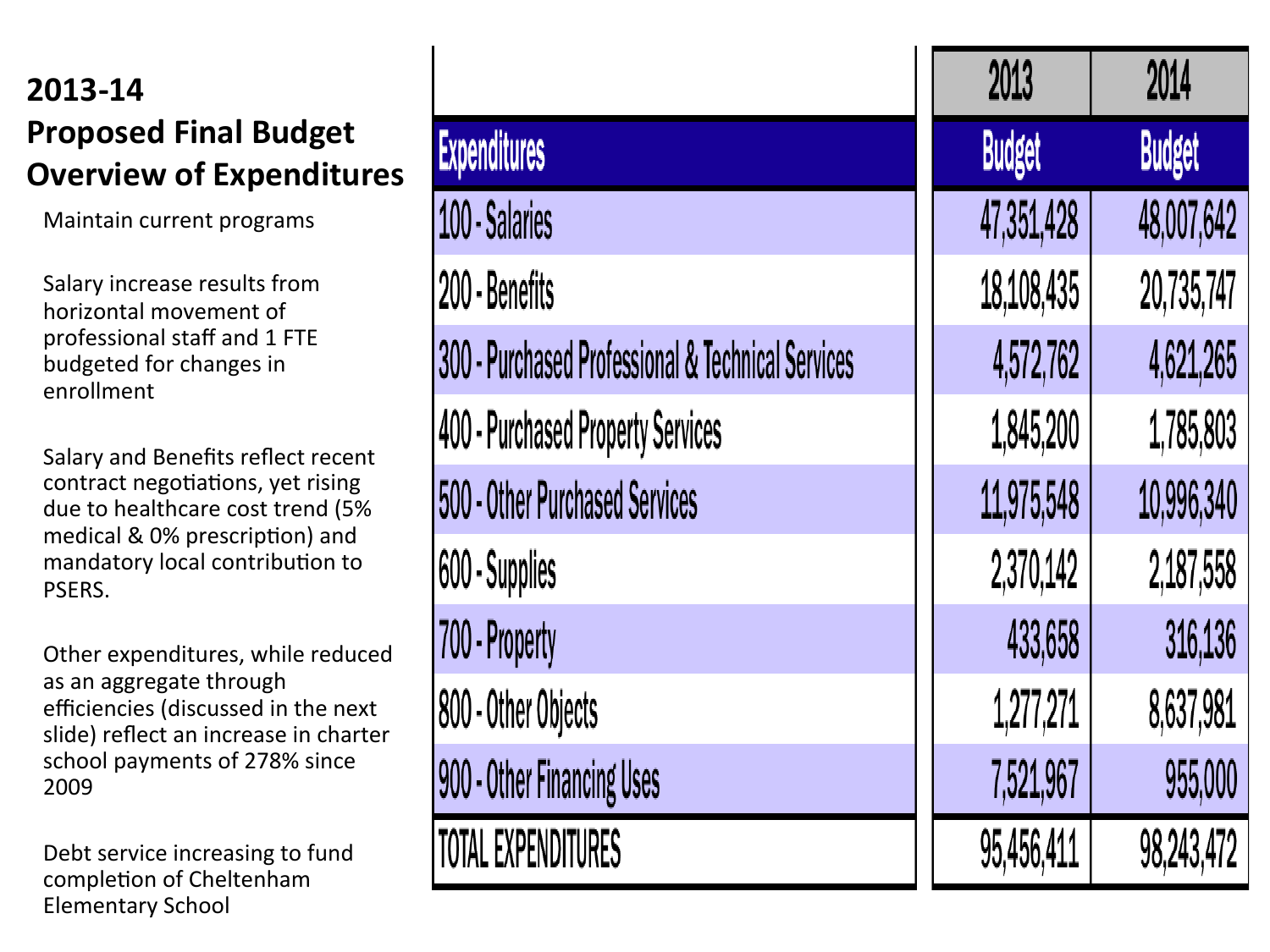# 2013-14 Proposed Final Budget Overview of Expenditures

Maintain current programs

Salary increase results from horizontal movement of professional staff and 1 FTE budgeted for changes in enrollment

Salary and Benefits reflect recent contract negotiations, yet rising due to healthcare cost trend (5% medical & 0% prescription) and mandatory local contribution to PSERS.

Other expenditures, while reduced as an aggregate through efficiencies (discussed in the next slide) reflect an increase in charter school payments of 278% since 2009

Debt service increasing to fund completion of Cheltenham Elementary School

| | 2013 | 2014 |
|---|---|---|
| Expenditures | Budget | Budget |
| 100 - Salaries | 47,351,428 | 48,007,642 |
| 200 - Benefits | 18,108,435 | 20,735,747 |
| 300 - Purchased Professional & Technical Services | 4,572,762 | 4,621,265 |
| 400 - Purchased Property Services | 1,845,200 | 1,785,803 |
| 500 - Other Purchased Services | 11,975,548 | 10,996,340 |
| 600 - Supplies | 2,370,142 | 2,187,558 |
| 700 - Property | 433,658 | 316,136 |
| 800 - Other Objects | 1,277,271 | 8,637,981 |
| 900 - Other Financing Uses | 7,521,967 | 955,000 |
| TOTAL EXPENDITURES | 95,456,411 | 98,243,472 |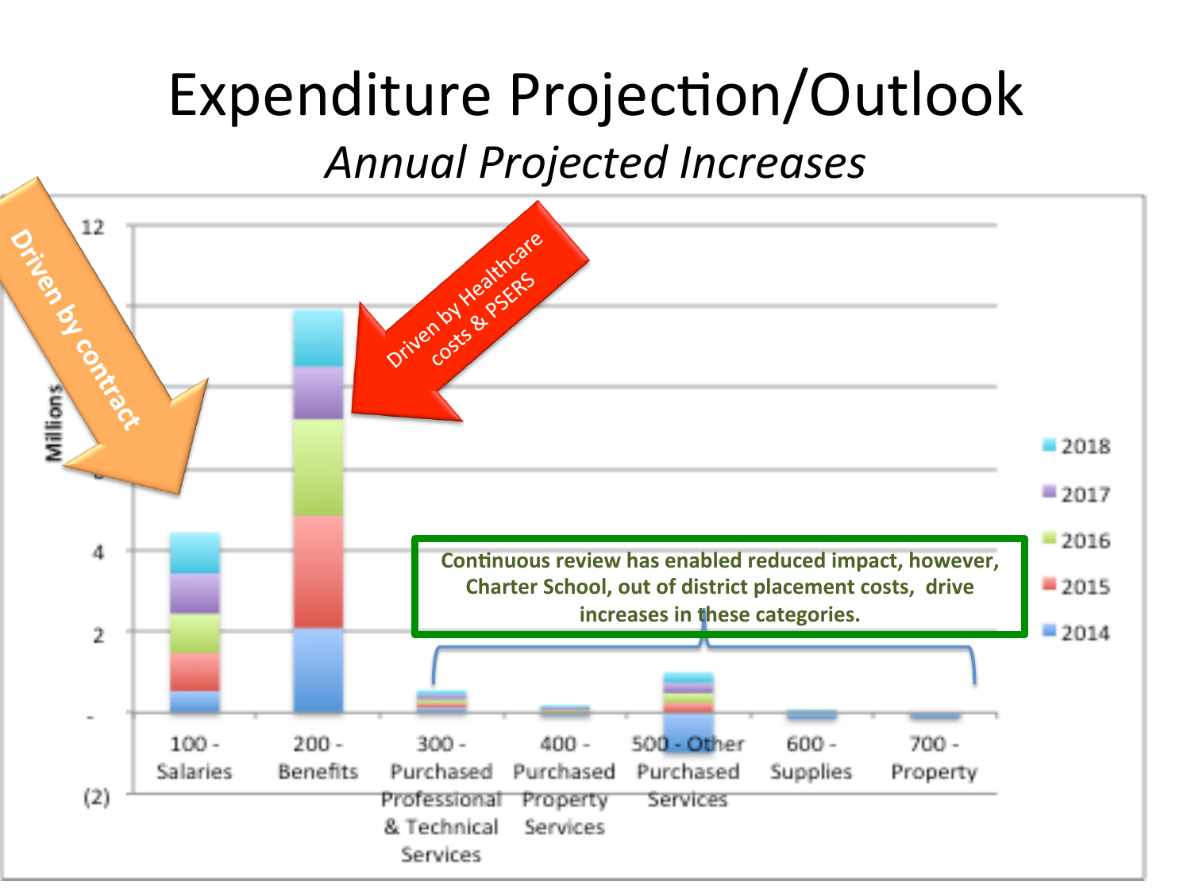# Expenditure Projection/Outlook

*Annual Projected Increases*

Driven by contract

Driven by Healthcare costs & PSERS

Continuous review has enabled reduced impact, however, Charter School, out of district placement costs, drive increases in these categories.

Millions

12

4

2

-

(2)

100 - Salaries

200 - Benefits

300 - Purchased Professional & Technical Services

400 - Purchased Property Services

500 - Other Purchased Services

600 - Supplies

700 - Property

2018

2017

2016

2015

2014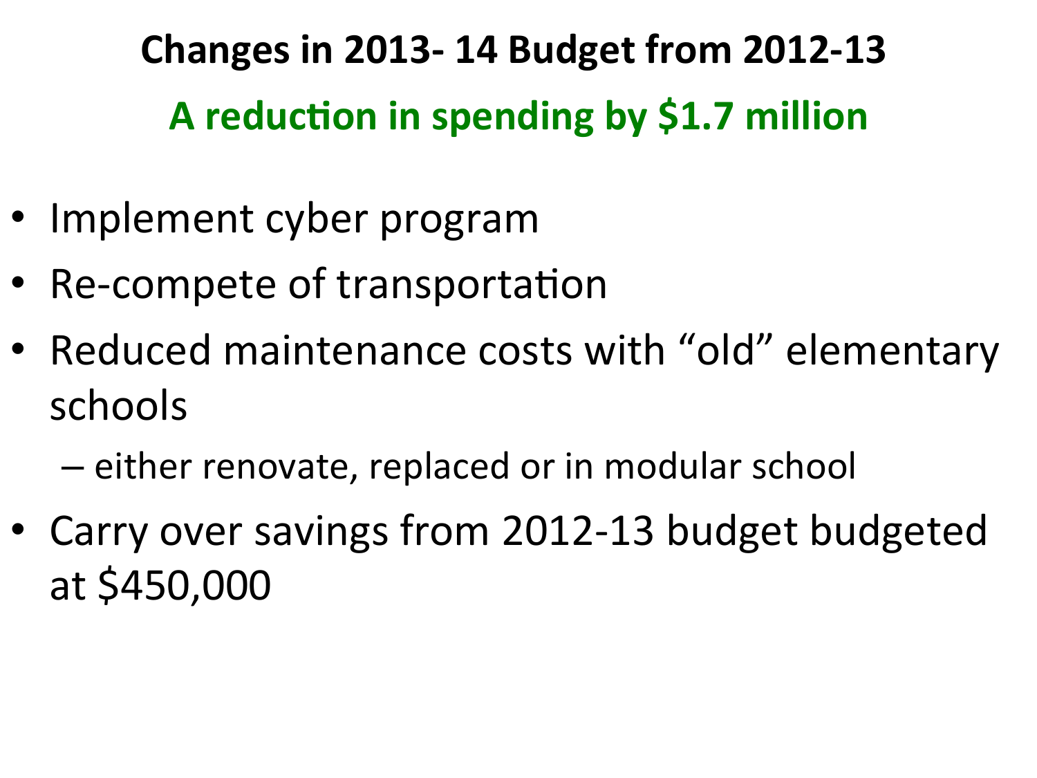## Changes in 2013- 14 Budget from 2012-13

**A reduction in spending by $1.7 million**

- Implement cyber program
- Re-compete of transportation
- Reduced maintenance costs with "old" elementary schools
  - either renovate, replaced or in modular school
- Carry over savings from 2012-13 budget budgeted at $450,000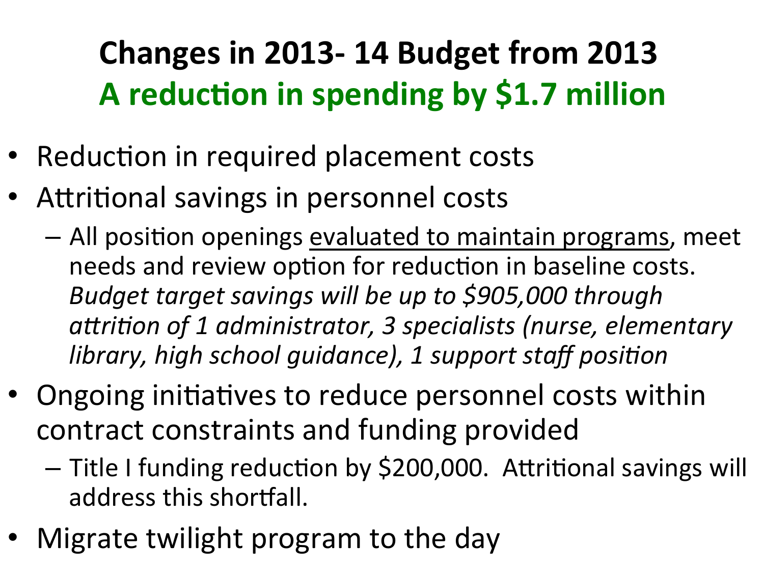# Changes in 2013- 14 Budget from 2013

## A reduction in spending by $1.7 million

- Reduction in required placement costs
- Attritional savings in personnel costs
  - All position openings <u>evaluated to maintain programs</u>, meet needs and review option for reduction in baseline costs. *Budget target savings will be up to $905,000 through attrition of 1 administrator, 3 specialists (nurse, elementary library, high school guidance), 1 support staff position*
- Ongoing initiatives to reduce personnel costs within contract constraints and funding provided
  - Title I funding reduction by $200,000. Attritional savings will address this shortfall.
- Migrate twilight program to the day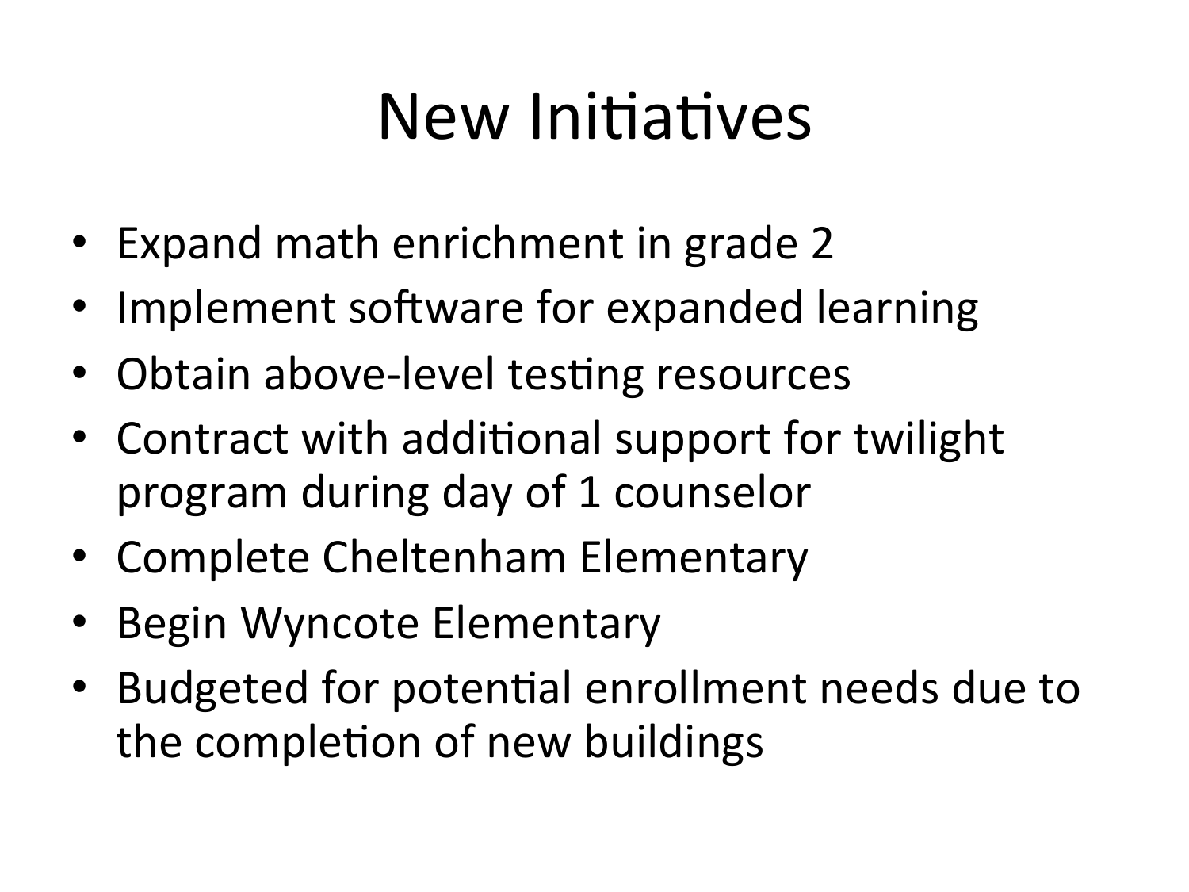# New Initiatives

- Expand math enrichment in grade 2
- Implement software for expanded learning
- Obtain above-level testing resources
- Contract with additional support for twilight program during day of 1 counselor
- Complete Cheltenham Elementary
- Begin Wyncote Elementary
- Budgeted for potential enrollment needs due to the completion of new buildings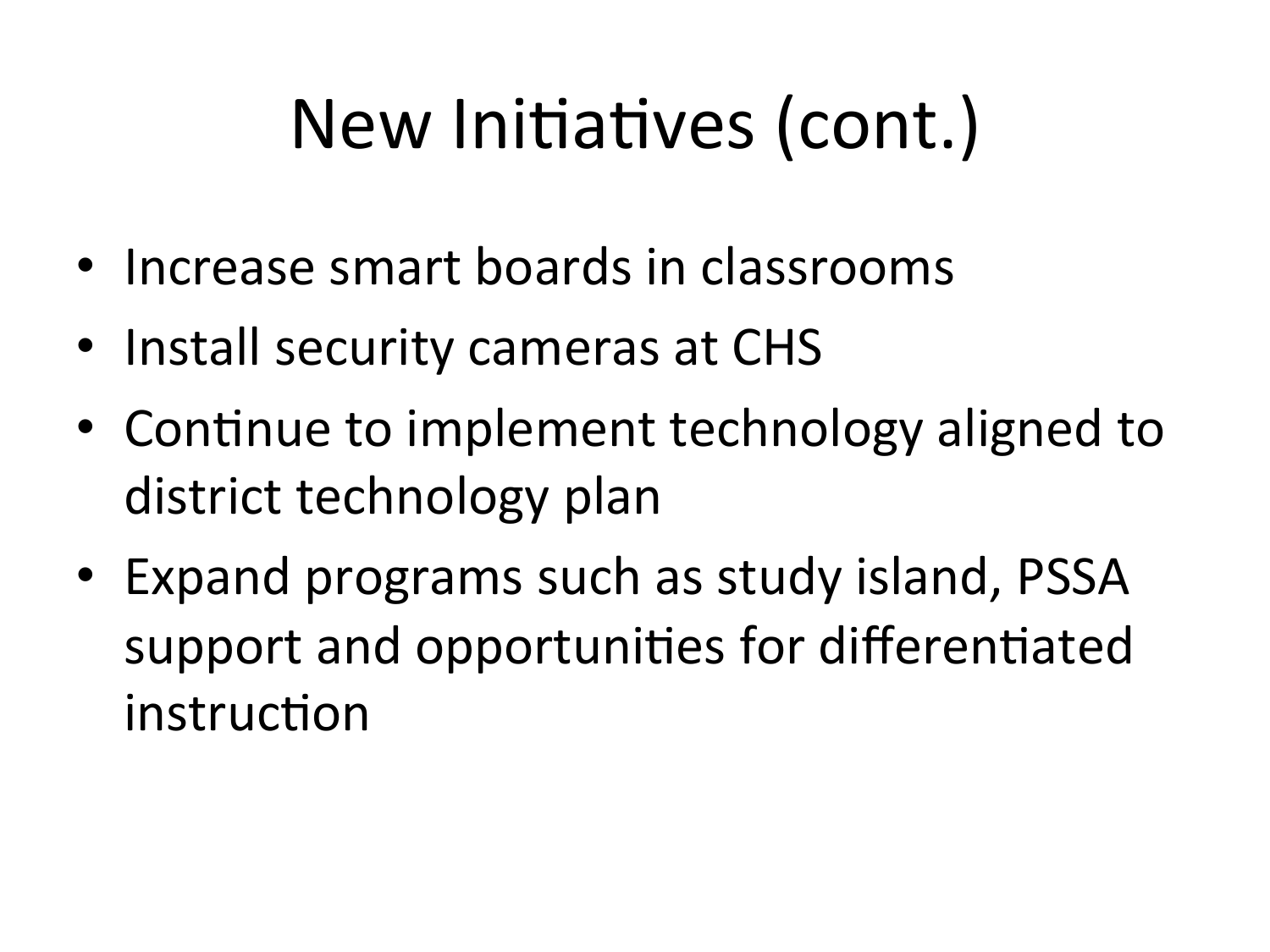# New Initiatives (cont.)

- Increase smart boards in classrooms
- Install security cameras at CHS
- Continue to implement technology aligned to district technology plan
- Expand programs such as study island, PSSA support and opportunities for differentiated instruction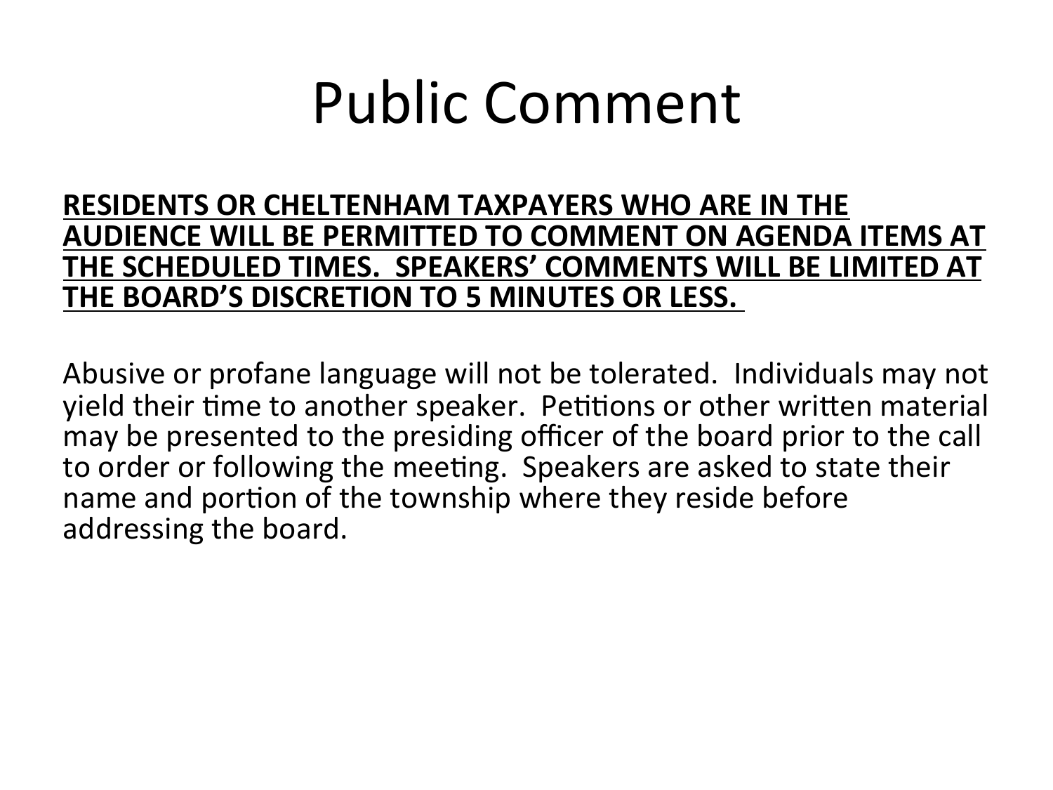# Public Comment

**<u>RESIDENTS OR CHELTENHAM TAXPAYERS WHO ARE IN THE AUDIENCE WILL BE PERMITTED TO COMMENT ON AGENDA ITEMS AT THE SCHEDULED TIMES. SPEAKERS' COMMENTS WILL BE LIMITED AT THE BOARD'S DISCRETION TO 5 MINUTES OR LESS.</u>**

Abusive or profane language will not be tolerated. Individuals may not yield their time to another speaker. Petitions or other written material may be presented to the presiding officer of the board prior to the call to order or following the meeting. Speakers are asked to state their name and portion of the township where they reside before addressing the board.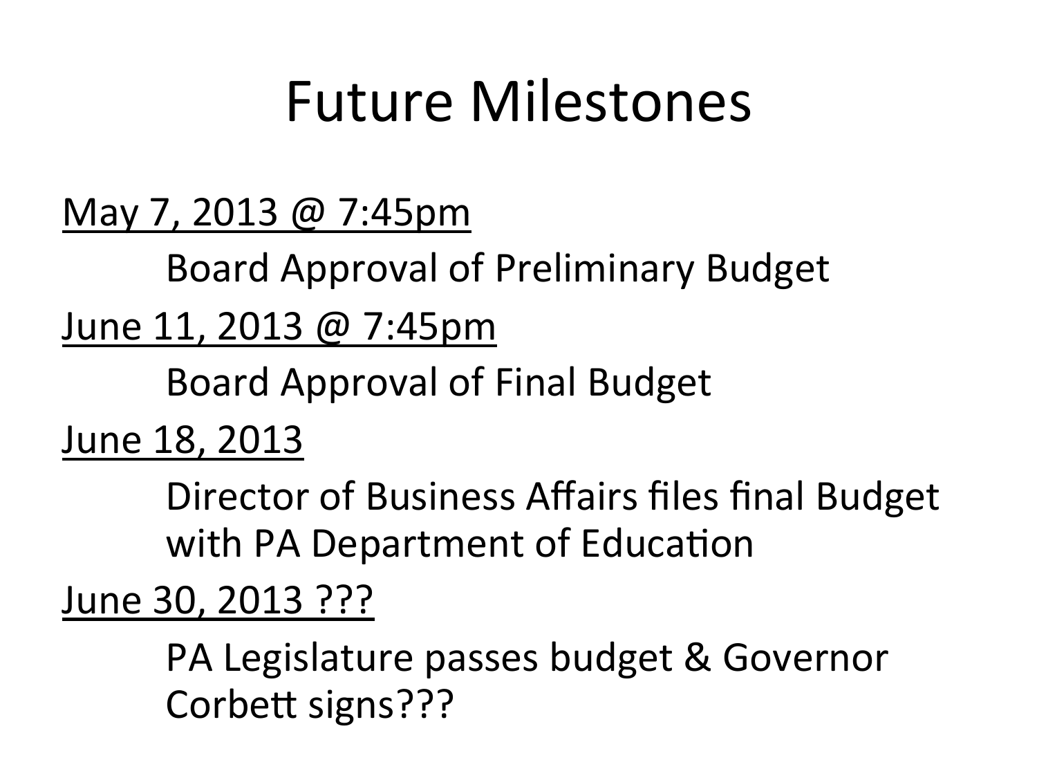# Future Milestones

<u>May 7, 2013 @ 7:45pm</u>

Board Approval of Preliminary Budget

<u>June 11, 2013 @ 7:45pm</u>

Board Approval of Final Budget

<u>June 18, 2013</u>

Director of Business Affairs files final Budget with PA Department of Education

<u>June 30, 2013 ???</u>

PA Legislature passes budget & Governor Corbett signs???